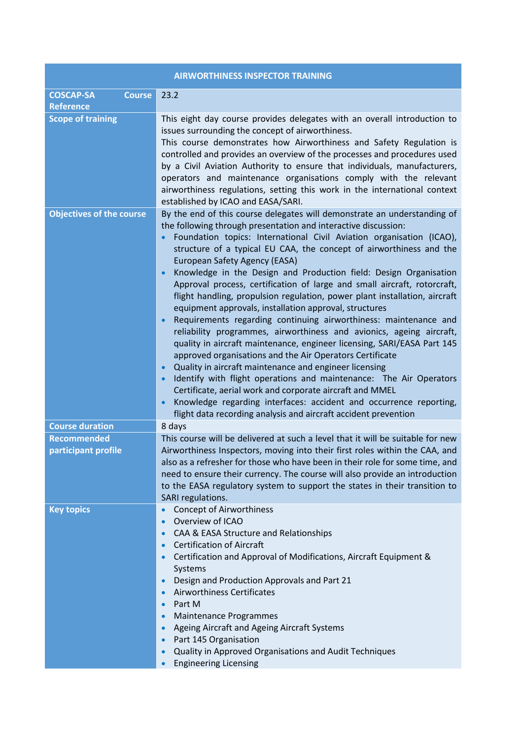| AIRWORTHINESS INSPECTOR TRAINING | |
|---|---|
| **COSCAP-SA Course Reference** | 23.2 |
| **Scope of training** | This eight day course provides delegates with an overall introduction to issues surrounding the concept of airworthiness.<br>This course demonstrates how Airworthiness and Safety Regulation is controlled and provides an overview of the processes and procedures used by a Civil Aviation Authority to ensure that individuals, manufacturers, operators and maintenance organisations comply with the relevant airworthiness regulations, setting this work in the international context established by ICAO and EASA/SARI. |
| **Objectives of the course** | By the end of this course delegates will demonstrate an understanding of the following through presentation and interactive discussion:<br>• Foundation topics: International Civil Aviation organisation (ICAO), structure of a typical EU CAA, the concept of airworthiness and the European Safety Agency (EASA)<br>• Knowledge in the Design and Production field: Design Organisation Approval process, certification of large and small aircraft, rotorcraft, flight handling, propulsion regulation, power plant installation, aircraft equipment approvals, installation approval, structures<br>• Requirements regarding continuing airworthiness: maintenance and reliability programmes, airworthiness and avionics, ageing aircraft, quality in aircraft maintenance, engineer licensing, SARI/EASA Part 145 approved organisations and the Air Operators Certificate<br>• Quality in aircraft maintenance and engineer licensing<br>• Identify with flight operations and maintenance: The Air Operators Certificate, aerial work and corporate aircraft and MMEL<br>• Knowledge regarding interfaces: accident and occurrence reporting, flight data recording analysis and aircraft accident prevention |
| **Course duration** | 8 days |
| **Recommended participant profile** | This course will be delivered at such a level that it will be suitable for new Airworthiness Inspectors, moving into their first roles within the CAA, and also as a refresher for those who have been in their role for some time, and need to ensure their currency. The course will also provide an introduction to the EASA regulatory system to support the states in their transition to SARI regulations. |
| **Key topics** | • Concept of Airworthiness<br>• Overview of ICAO<br>• CAA & EASA Structure and Relationships<br>• Certification of Aircraft<br>• Certification and Approval of Modifications, Aircraft Equipment & Systems<br>• Design and Production Approvals and Part 21<br>• Airworthiness Certificates<br>• Part M<br>• Maintenance Programmes<br>• Ageing Aircraft and Ageing Aircraft Systems<br>• Part 145 Organisation<br>• Quality in Approved Organisations and Audit Techniques<br>• Engineering Licensing |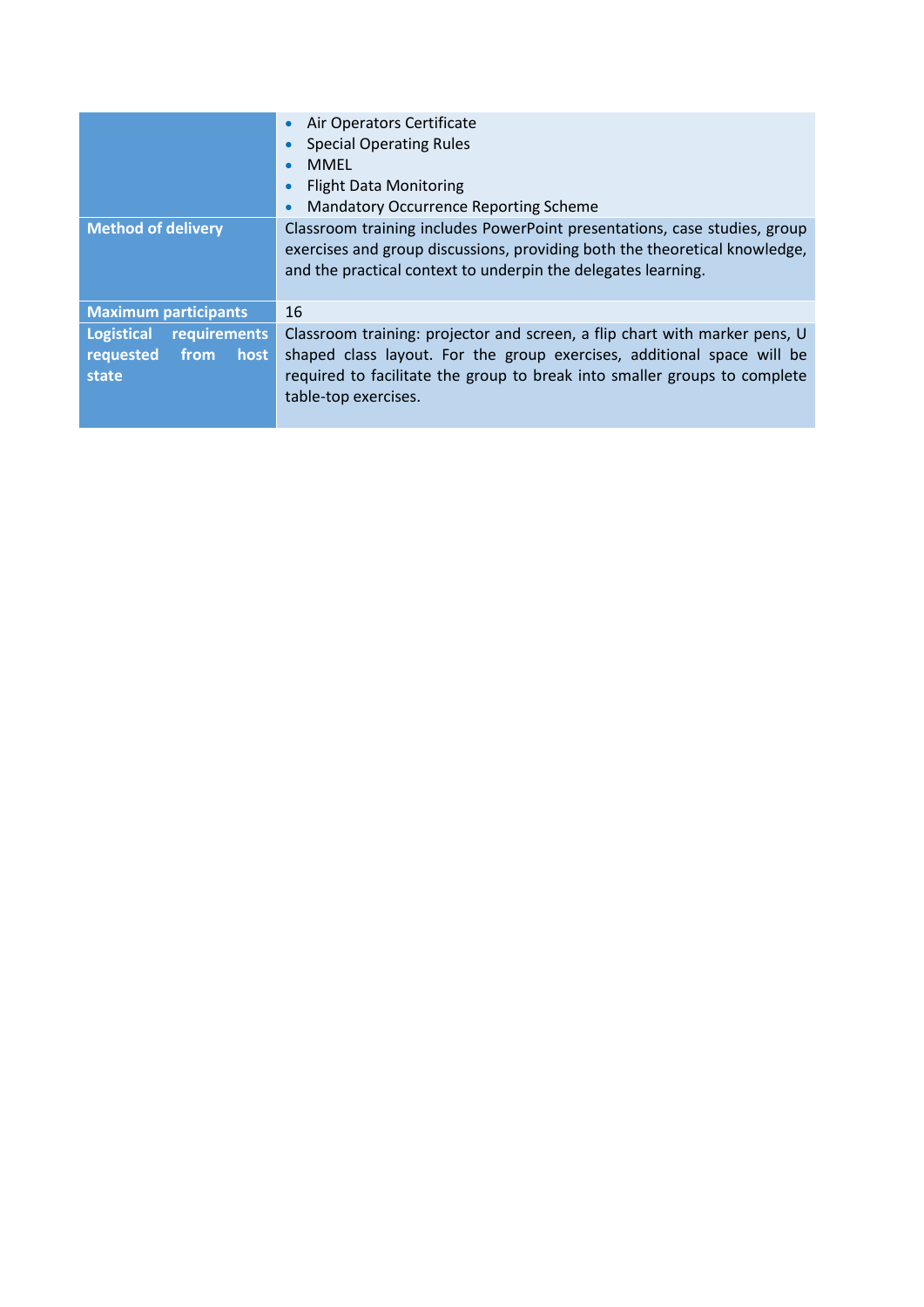| | |
|---|---|
| | • Air Operators Certificate<br>• Special Operating Rules<br>• MMEL<br>• Flight Data Monitoring<br>• Mandatory Occurrence Reporting Scheme |
| **Method of delivery** | Classroom training includes PowerPoint presentations, case studies, group exercises and group discussions, providing both the theoretical knowledge, and the practical context to underpin the delegates learning. |
| **Maximum participants** | 16 |
| **Logistical requirements requested from host state** | Classroom training: projector and screen, a flip chart with marker pens, U shaped class layout. For the group exercises, additional space will be required to facilitate the group to break into smaller groups to complete table-top exercises. |